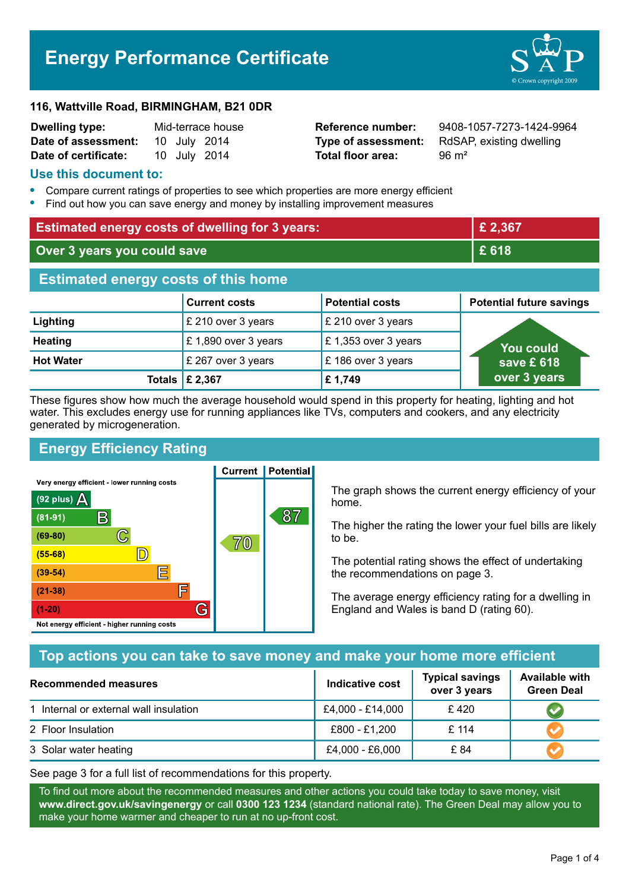# Energy Performance Certificate

**116, Wattville Road, BIRMINGHAM, B21 0DR**

| | | | |
|---|---|---|---|
| **Dwelling type:** | Mid-terrace house | **Reference number:** | 9408-1057-7273-1424-9964 |
| **Date of assessment:** | 10 July 2014 | **Type of assessment:** | RdSAP, existing dwelling |
| **Date of certificate:** | 10 July 2014 | **Total floor area:** | 96 m² |

## Use this document to:

- Compare current ratings of properties to see which properties are more energy efficient
- Find out how you can save energy and money by installing improvement measures

| | |
|---|---|
| **Estimated energy costs of dwelling for 3 years:** | **£ 2,367** |
| **Over 3 years you could save** | **£ 618** |

## Estimated energy costs of this home

| | Current costs | Potential costs | Potential future savings |
|---|---|---|---|
| **Lighting** | £ 210 over 3 years | £ 210 over 3 years | You could save £ 618 over 3 years |
| **Heating** | £ 1,890 over 3 years | £ 1,353 over 3 years | |
| **Hot Water** | £ 267 over 3 years | £ 186 over 3 years | |
| **Totals** | **£ 2,367** | **£ 1,749** | |

These figures show how much the average household would spend in this property for heating, lighting and hot water. This excludes energy use for running appliances like TVs, computers and cookers, and any electricity generated by microgeneration.

## Energy Efficiency Rating

| Rating | Current | Potential |
|---|---|---|
| Very energy efficient - lower running costs | | |
| (92 plus) A | | |
| (81-91) B | | 87 |
| (69-80) C | 70 | |
| (55-68) D | | |
| (39-54) E | | |
| (21-38) F | | |
| (1-20) G | | |
| Not energy efficient - higher running costs | | |

The graph shows the current energy efficiency of your home.

The higher the rating the lower your fuel bills are likely to be.

The potential rating shows the effect of undertaking the recommendations on page 3.

The average energy efficiency rating for a dwelling in England and Wales is band D (rating 60).

## Top actions you can take to save money and make your home more efficient

| Recommended measures | Indicative cost | Typical savings over 3 years | Available with Green Deal |
|---|---|---|---|
| 1 Internal or external wall insulation | £4,000 - £14,000 | £ 420 | ✔ |
| 2 Floor Insulation | £800 - £1,200 | £ 114 | ✔ |
| 3 Solar water heating | £4,000 - £6,000 | £ 84 | ✔ |

See page 3 for a full list of recommendations for this property.

To find out more about the recommended measures and other actions you could take today to save money, visit **www.direct.gov.uk/savingenergy** or call **0300 123 1234** (standard national rate). The Green Deal may allow you to make your home warmer and cheaper to run at no up-front cost.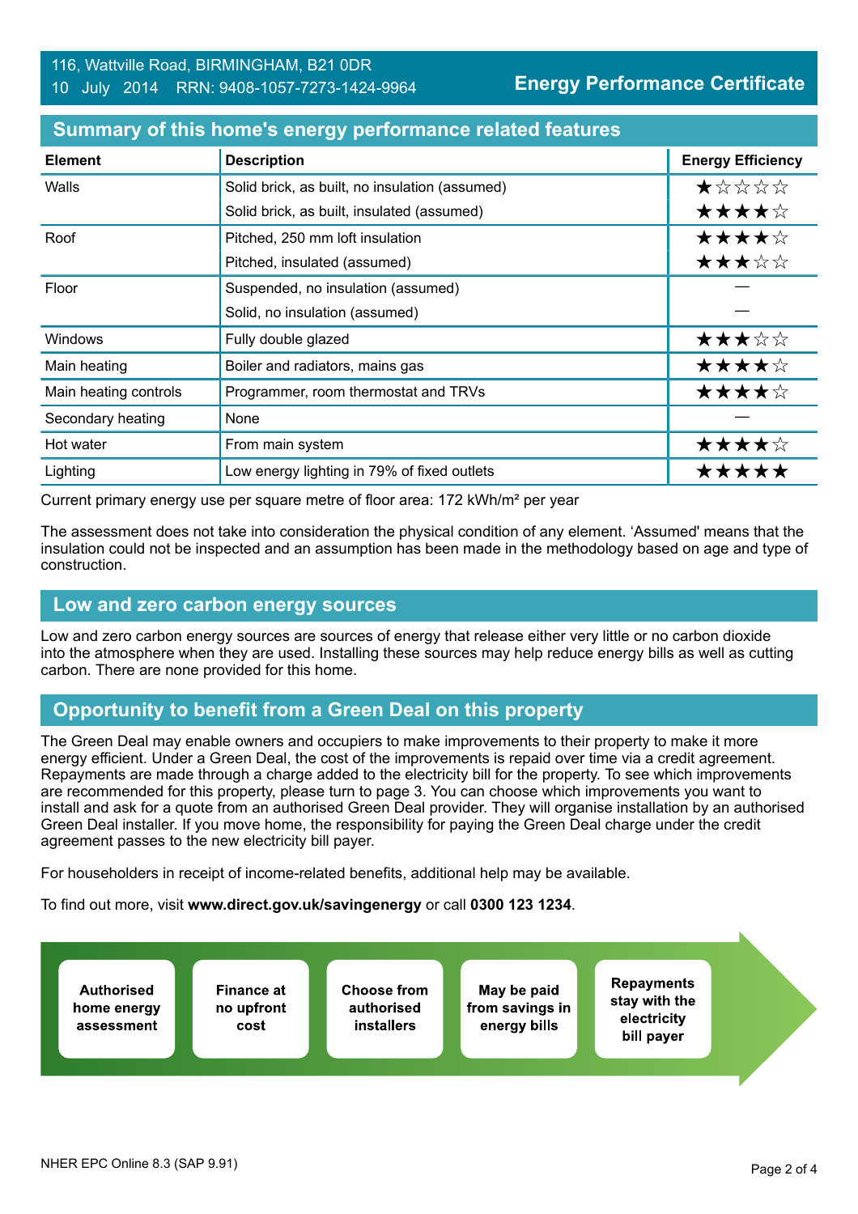116, Wattville Road, BIRMINGHAM, B21 0DR
10 July 2014 RRN: 9408-1057-7273-1424-9964

**Energy Performance Certificate**

## Summary of this home's energy performance related features

| Element | Description | Energy Efficiency |
|---|---|---|
| Walls | Solid brick, as built, no insulation (assumed) | ★☆☆☆☆ |
| | Solid brick, as built, insulated (assumed) | ★★★★☆ |
| Roof | Pitched, 250 mm loft insulation | ★★★★☆ |
| | Pitched, insulated (assumed) | ★★★☆☆ |
| Floor | Suspended, no insulation (assumed) | — |
| | Solid, no insulation (assumed) | — |
| Windows | Fully double glazed | ★★★☆☆ |
| Main heating | Boiler and radiators, mains gas | ★★★★☆ |
| Main heating controls | Programmer, room thermostat and TRVs | ★★★★☆ |
| Secondary heating | None | — |
| Hot water | From main system | ★★★★☆ |
| Lighting | Low energy lighting in 79% of fixed outlets | ★★★★★ |

Current primary energy use per square metre of floor area: 172 kWh/m² per year

The assessment does not take into consideration the physical condition of any element. 'Assumed' means that the insulation could not be inspected and an assumption has been made in the methodology based on age and type of construction.

## Low and zero carbon energy sources

Low and zero carbon energy sources are sources of energy that release either very little or no carbon dioxide into the atmosphere when they are used. Installing these sources may help reduce energy bills as well as cutting carbon. There are none provided for this home.

## Opportunity to benefit from a Green Deal on this property

The Green Deal may enable owners and occupiers to make improvements to their property to make it more energy efficient. Under a Green Deal, the cost of the improvements is repaid over time via a credit agreement. Repayments are made through a charge added to the electricity bill for the property. To see which improvements are recommended for this property, please turn to page 3. You can choose which improvements you want to install and ask for a quote from an authorised Green Deal provider. They will organise installation by an authorised Green Deal installer. If you move home, the responsibility for paying the Green Deal charge under the credit agreement passes to the new electricity bill payer.

For householders in receipt of income-related benefits, additional help may be available.

To find out more, visit **www.direct.gov.uk/savingenergy** or call **0300 123 1234**.

- **Authorised home energy assessment**
- **Finance at no upfront cost**
- **Choose from authorised installers**
- **May be paid from savings in energy bills**
- **Repayments stay with the electricity bill payer**

NHER EPC Online 8.3 (SAP 9.91)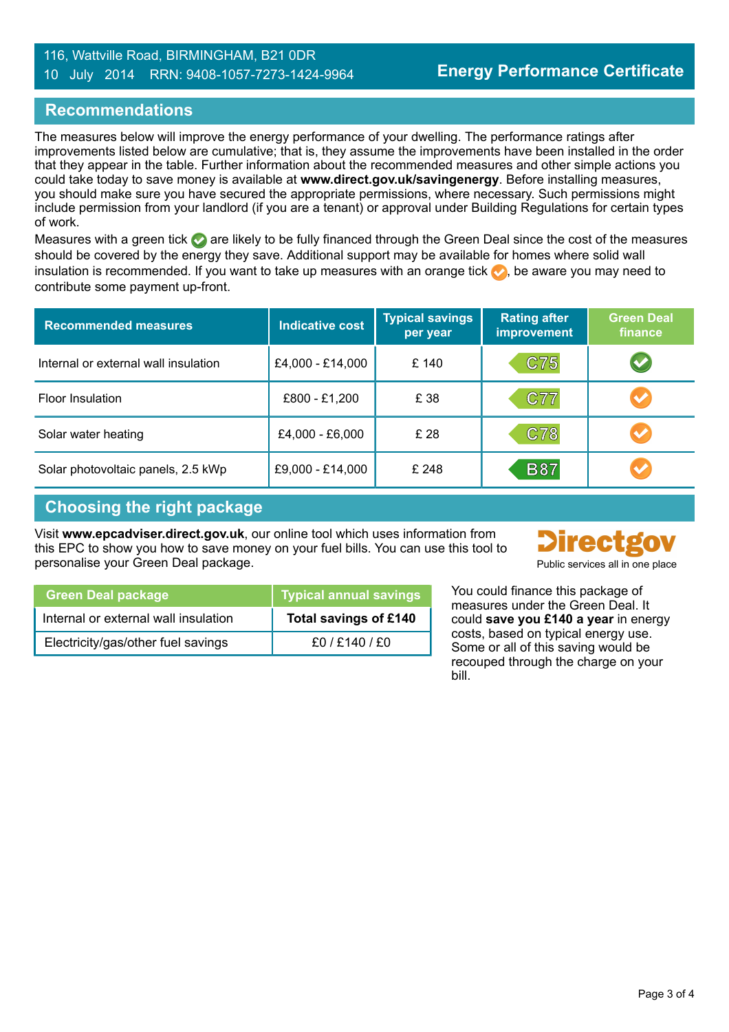116, Wattville Road, BIRMINGHAM, B21 0DR
10 July 2014 RRN: 9408-1057-7273-1424-9964

**Energy Performance Certificate**

## Recommendations

The measures below will improve the energy performance of your dwelling. The performance ratings after improvements listed below are cumulative; that is, they assume the improvements have been installed in the order that they appear in the table. Further information about the recommended measures and other simple actions you could take today to save money is available at **www.direct.gov.uk/savingenergy**. Before installing measures, you should make sure you have secured the appropriate permissions, where necessary. Such permissions might include permission from your landlord (if you are a tenant) or approval under Building Regulations for certain types of work.

Measures with a green tick ✔ are likely to be fully financed through the Green Deal since the cost of the measures should be covered by the energy they save. Additional support may be available for homes where solid wall insulation is recommended. If you want to take up measures with an orange tick ✔, be aware you may need to contribute some payment up-front.

| Recommended measures | Indicative cost | Typical savings per year | Rating after improvement | Green Deal finance |
|---|---|---|---|---|
| Internal or external wall insulation | £4,000 - £14,000 | £ 140 | C75 | ✔ (green) |
| Floor Insulation | £800 - £1,200 | £ 38 | C77 | ✔ (orange) |
| Solar water heating | £4,000 - £6,000 | £ 28 | C78 | ✔ (orange) |
| Solar photovoltaic panels, 2.5 kWp | £9,000 - £14,000 | £ 248 | B87 | ✔ (orange) |

## Choosing the right package

Visit **www.epcadviser.direct.gov.uk**, our online tool which uses information from this EPC to show you how to save money on your fuel bills. You can use this tool to personalise your Green Deal package.

Directgov
Public services all in one place

| Green Deal package | Typical annual savings |
|---|---|
| Internal or external wall insulation | **Total savings of £140** |
| Electricity/gas/other fuel savings | £0 / £140 / £0 |

You could finance this package of measures under the Green Deal. It could **save you £140 a year** in energy costs, based on typical energy use. Some or all of this saving would be recouped through the charge on your bill.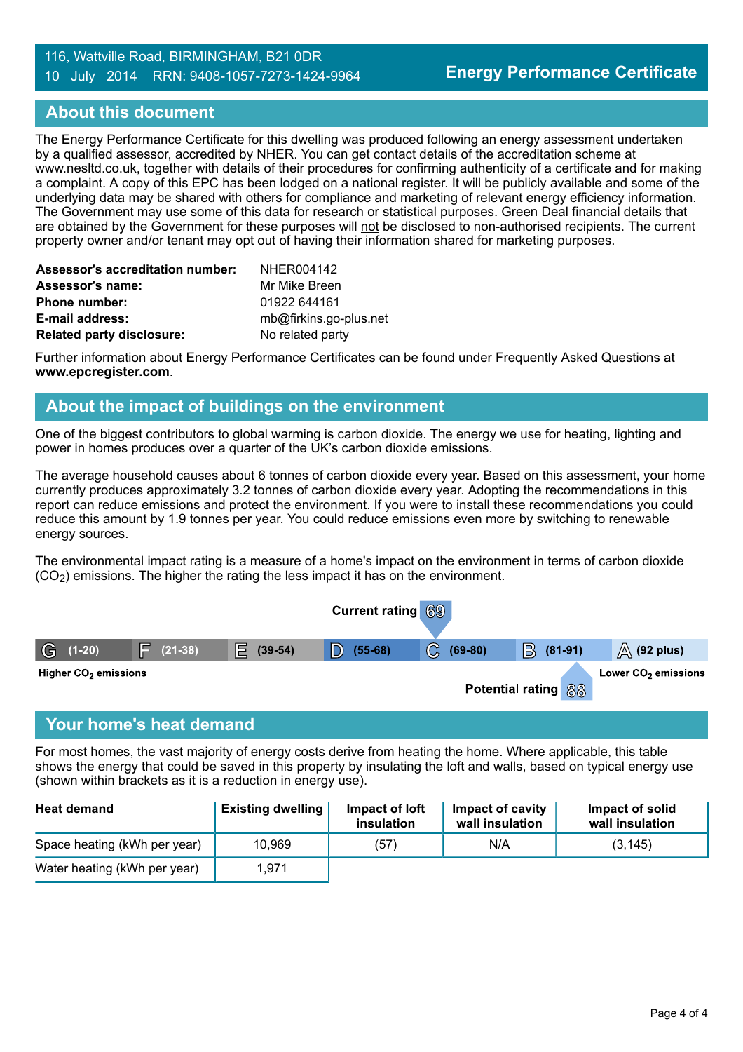116, Wattville Road, BIRMINGHAM, B21 0DR
10 July 2014 RRN: 9408-1057-7273-1424-9964

**Energy Performance Certificate**

## About this document

The Energy Performance Certificate for this dwelling was produced following an energy assessment undertaken by a qualified assessor, accredited by NHER. You can get contact details of the accreditation scheme at www.nesltd.co.uk, together with details of their procedures for confirming authenticity of a certificate and for making a complaint. A copy of this EPC has been lodged on a national register. It will be publicly available and some of the underlying data may be shared with others for compliance and marketing of relevant energy efficiency information. The Government may use some of this data for research or statistical purposes. Green Deal financial details that are obtained by the Government for these purposes will not be disclosed to non-authorised recipients. The current property owner and/or tenant may opt out of having their information shared for marketing purposes.

| | |
|---|---|
| **Assessor's accreditation number:** | NHER004142 |
| **Assessor's name:** | Mr Mike Breen |
| **Phone number:** | 01922 644161 |
| **E-mail address:** | mb@firkins.go-plus.net |
| **Related party disclosure:** | No related party |

Further information about Energy Performance Certificates can be found under Frequently Asked Questions at **www.epcregister.com**.

## About the impact of buildings on the environment

One of the biggest contributors to global warming is carbon dioxide. The energy we use for heating, lighting and power in homes produces over a quarter of the UK's carbon dioxide emissions.

The average household causes about 6 tonnes of carbon dioxide every year. Based on this assessment, your home currently produces approximately 3.2 tonnes of carbon dioxide every year. Adopting the recommendations in this report can reduce emissions and protect the environment. If you were to install these recommendations you could reduce this amount by 1.9 tonnes per year. You could reduce emissions even more by switching to renewable energy sources.

The environmental impact rating is a measure of a home's impact on the environment in terms of carbon dioxide ($CO_2$) emissions. The higher the rating the less impact it has on the environment.

Current rating 69

G (1-20) F (21-38) E (39-54) D (55-68) C (69-80) B (81-91) A (92 plus)

Higher $CO_2$ emissions

Lower $CO_2$ emissions

Potential rating 88

## Your home's heat demand

For most homes, the vast majority of energy costs derive from heating the home. Where applicable, this table shows the energy that could be saved in this property by insulating the loft and walls, based on typical energy use (shown within brackets as it is a reduction in energy use).

| Heat demand | Existing dwelling | Impact of loft insulation | Impact of cavity wall insulation | Impact of solid wall insulation |
|---|---|---|---|---|
| Space heating (kWh per year) | 10,969 | (57) | N/A | (3,145) |
| Water heating (kWh per year) | 1,971 | | | |